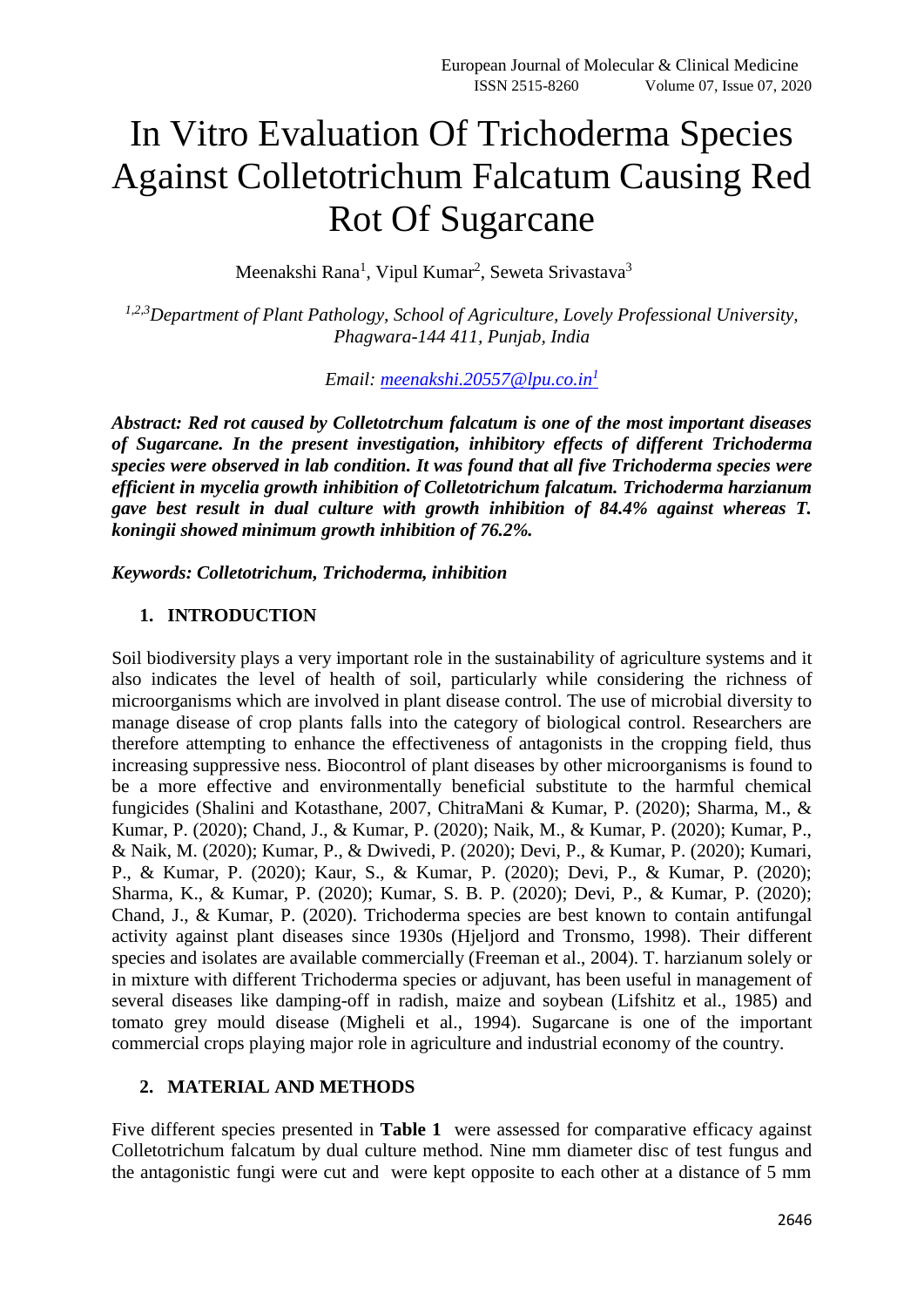# In Vitro Evaluation Of Trichoderma Species Against Colletotrichum Falcatum Causing Red Rot Of Sugarcane

Meenakshi Rana[1], Vipul Kumar[2], Seweta Srivastava[3]

[1,2,3]*Department of Plant Pathology, School of Agriculture, Lovely Professional University, Phagwara-144 411, Punjab, India*

*Email: meenakshi.20557@lpu.co.in[1]*

***Abstract: Red rot caused by Colletotrchum falcatum is one of the most important diseases of Sugarcane. In the present investigation, inhibitory effects of different Trichoderma species were observed in lab condition. It was found that all five Trichoderma species were efficient in mycelia growth inhibition of Colletotrichum falcatum. Trichoderma harzianum gave best result in dual culture with growth inhibition of 84.4% against whereas T. koningii showed minimum growth inhibition of 76.2%.***

***Keywords: Colletotrichum, Trichoderma, inhibition***

## 1. INTRODUCTION

Soil biodiversity plays a very important role in the sustainability of agriculture systems and it also indicates the level of health of soil, particularly while considering the richness of microorganisms which are involved in plant disease control. The use of microbial diversity to manage disease of crop plants falls into the category of biological control. Researchers are therefore attempting to enhance the effectiveness of antagonists in the cropping field, thus increasing suppressive ness. Biocontrol of plant diseases by other microorganisms is found to be a more effective and environmentally beneficial substitute to the harmful chemical fungicides (Shalini and Kotasthane, 2007, ChitraMani & Kumar, P. (2020); Sharma, M., & Kumar, P. (2020); Chand, J., & Kumar, P. (2020); Naik, M., & Kumar, P. (2020); Kumar, P., & Naik, M. (2020); Kumar, P., & Dwivedi, P. (2020); Devi, P., & Kumar, P. (2020); Kumari, P., & Kumar, P. (2020); Kaur, S., & Kumar, P. (2020); Devi, P., & Kumar, P. (2020); Sharma, K., & Kumar, P. (2020); Kumar, S. B. P. (2020); Devi, P., & Kumar, P. (2020); Chand, J., & Kumar, P. (2020). Trichoderma species are best known to contain antifungal activity against plant diseases since 1930s (Hjeljord and Tronsmo, 1998). Their different species and isolates are available commercially (Freeman et al., 2004). T. harzianum solely or in mixture with different Trichoderma species or adjuvant, has been useful in management of several diseases like damping-off in radish, maize and soybean (Lifshitz et al., 1985) and tomato grey mould disease (Migheli et al., 1994). Sugarcane is one of the important commercial crops playing major role in agriculture and industrial economy of the country.

## 2. MATERIAL AND METHODS

Five different species presented in **Table 1** were assessed for comparative efficacy against Colletotrichum falcatum by dual culture method. Nine mm diameter disc of test fungus and the antagonistic fungi were cut and were kept opposite to each other at a distance of 5 mm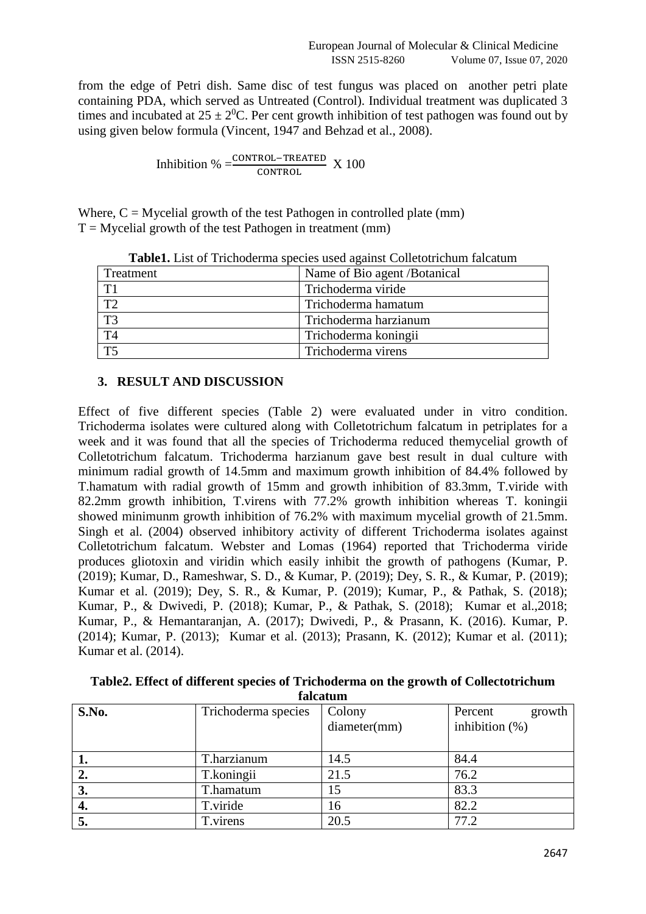from the edge of Petri dish. Same disc of test fungus was placed on another petri plate containing PDA, which served as Untreated (Control). Individual treatment was duplicated 3 times and incubated at $25 \pm 2^0$C. Per cent growth inhibition of test pathogen was found out by using given below formula (Vincent, 1947 and Behzad et al., 2008).

$$\text{Inhibition } \% = \frac{\text{CONTROL} - \text{TREATED}}{\text{CONTROL}} \text{ X } 100$$

Where, C = Mycelial growth of the test Pathogen in controlled plate (mm)
T = Mycelial growth of the test Pathogen in treatment (mm)

**Table1.** List of Trichoderma species used against Colletotrichum falcatum

| Treatment | Name of Bio agent /Botanical |
|---|---|
| T1 | Trichoderma viride |
| T2 | Trichoderma hamatum |
| T3 | Trichoderma harzianum |
| T4 | Trichoderma koningii |
| T5 | Trichoderma virens |

## 3. RESULT AND DISCUSSION

Effect of five different species (Table 2) were evaluated under in vitro condition. Trichoderma isolates were cultured along with Colletotrichum falcatum in petriplates for a week and it was found that all the species of Trichoderma reduced themycelial growth of Colletotrichum falcatum. Trichoderma harzianum gave best result in dual culture with minimum radial growth of 14.5mm and maximum growth inhibition of 84.4% followed by T.hamatum with radial growth of 15mm and growth inhibition of 83.3mm, T.viride with 82.2mm growth inhibition, T.virens with 77.2% growth inhibition whereas T. koningii showed minimunm growth inhibition of 76.2% with maximum mycelial growth of 21.5mm. Singh et al. (2004) observed inhibitory activity of different Trichoderma isolates against Colletotrichum falcatum. Webster and Lomas (1964) reported that Trichoderma viride produces gliotoxin and viridin which easily inhibit the growth of pathogens (Kumar, P. (2019); Kumar, D., Rameshwar, S. D., & Kumar, P. (2019); Dey, S. R., & Kumar, P. (2019); Kumar et al. (2019); Dey, S. R., & Kumar, P. (2019); Kumar, P., & Pathak, S. (2018); Kumar, P., & Dwivedi, P. (2018); Kumar, P., & Pathak, S. (2018); Kumar et al.,2018; Kumar, P., & Hemantaranjan, A. (2017); Dwivedi, P., & Prasann, K. (2016). Kumar, P. (2014); Kumar, P. (2013); Kumar et al. (2013); Prasann, K. (2012); Kumar et al. (2011); Kumar et al. (2014).

**Table2. Effect of different species of Trichoderma on the growth of Collectotrichum falcatum**

| S.No. | Trichoderma species | Colony diameter(mm) | Percent growth inhibition (%) |
|---|---|---|---|
| **1.** | T.harzianum | 14.5 | 84.4 |
| **2.** | T.koningii | 21.5 | 76.2 |
| **3.** | T.hamatum | 15 | 83.3 |
| **4.** | T.viride | 16 | 82.2 |
| **5.** | T.virens | 20.5 | 77.2 |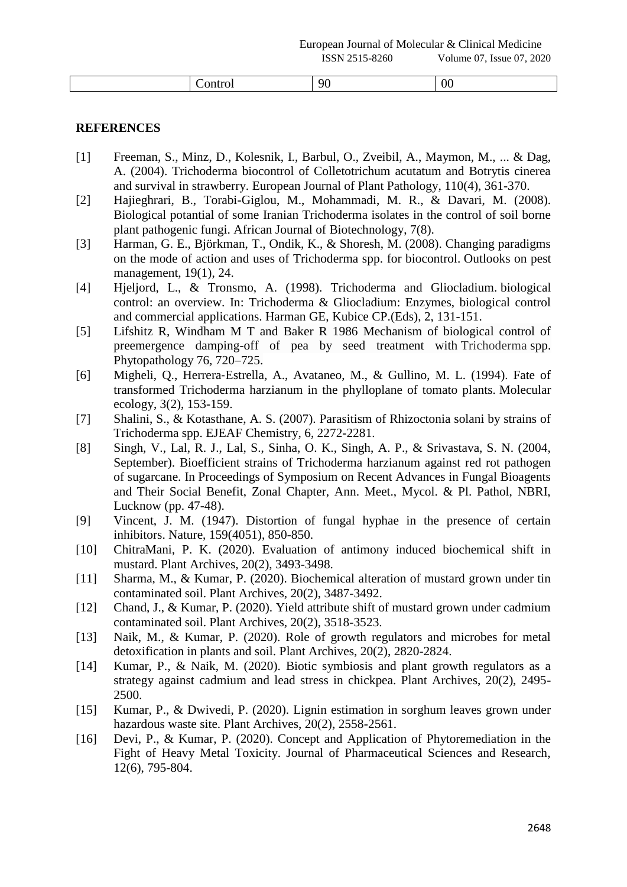|  | Control | 90 | 00 |
|---|---|---|---|

## REFERENCES

[1] Freeman, S., Minz, D., Kolesnik, I., Barbul, O., Zveibil, A., Maymon, M., ... & Dag, A. (2004). Trichoderma biocontrol of Colletotrichum acutatum and Botrytis cinerea and survival in strawberry. European Journal of Plant Pathology, 110(4), 361-370.

[2] Hajieghrari, B., Torabi-Giglou, M., Mohammadi, M. R., & Davari, M. (2008). Biological potential of some Iranian Trichoderma isolates in the control of soil borne plant pathogenic fungi. African Journal of Biotechnology, 7(8).

[3] Harman, G. E., Björkman, T., Ondik, K., & Shoresh, M. (2008). Changing paradigms on the mode of action and uses of Trichoderma spp. for biocontrol. Outlooks on pest management, 19(1), 24.

[4] Hjeljord, L., & Tronsmo, A. (1998). Trichoderma and Gliocladium. biological control: an overview. In: Trichoderma & Gliocladium: Enzymes, biological control and commercial applications. Harman GE, Kubice CP.(Eds), 2, 131-151.

[5] Lifshitz R, Windham M T and Baker R 1986 Mechanism of biological control of preemergence damping-off of pea by seed treatment with Trichoderma spp. Phytopathology 76, 720–725.

[6] Migheli, Q., Herrera‐Estrella, A., Avataneo, M., & Gullino, M. L. (1994). Fate of transformed Trichoderma harzianum in the phylloplane of tomato plants. Molecular ecology, 3(2), 153-159.

[7] Shalini, S., & Kotasthane, A. S. (2007). Parasitism of Rhizoctonia solani by strains of Trichoderma spp. EJEAF Chemistry, 6, 2272-2281.

[8] Singh, V., Lal, R. J., Lal, S., Sinha, O. K., Singh, A. P., & Srivastava, S. N. (2004, September). Bioefficient strains of Trichoderma harzianum against red rot pathogen of sugarcane. In Proceedings of Symposium on Recent Advances in Fungal Bioagents and Their Social Benefit, Zonal Chapter, Ann. Meet., Mycol. & Pl. Pathol, NBRI, Lucknow (pp. 47-48).

[9] Vincent, J. M. (1947). Distortion of fungal hyphae in the presence of certain inhibitors. Nature, 159(4051), 850-850.

[10] ChitraMani, P. K. (2020). Evaluation of antimony induced biochemical shift in mustard. Plant Archives, 20(2), 3493-3498.

[11] Sharma, M., & Kumar, P. (2020). Biochemical alteration of mustard grown under tin contaminated soil. Plant Archives, 20(2), 3487-3492.

[12] Chand, J., & Kumar, P. (2020). Yield attribute shift of mustard grown under cadmium contaminated soil. Plant Archives, 20(2), 3518-3523.

[13] Naik, M., & Kumar, P. (2020). Role of growth regulators and microbes for metal detoxification in plants and soil. Plant Archives, 20(2), 2820-2824.

[14] Kumar, P., & Naik, M. (2020). Biotic symbiosis and plant growth regulators as a strategy against cadmium and lead stress in chickpea. Plant Archives, 20(2), 2495-2500.

[15] Kumar, P., & Dwivedi, P. (2020). Lignin estimation in sorghum leaves grown under hazardous waste site. Plant Archives, 20(2), 2558-2561.

[16] Devi, P., & Kumar, P. (2020). Concept and Application of Phytoremediation in the Fight of Heavy Metal Toxicity. Journal of Pharmaceutical Sciences and Research, 12(6), 795-804.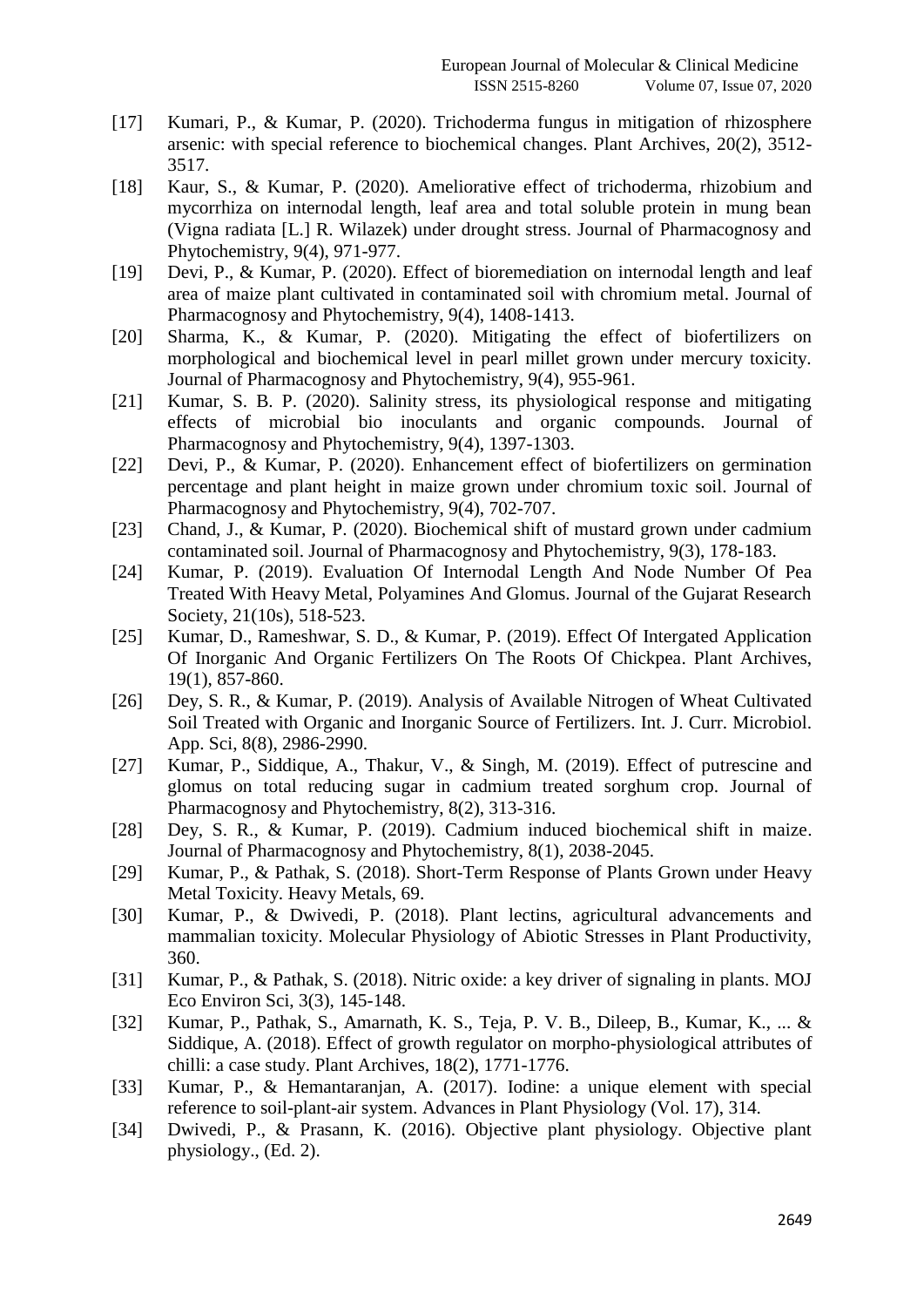[17] Kumari, P., & Kumar, P. (2020). Trichoderma fungus in mitigation of rhizosphere arsenic: with special reference to biochemical changes. Plant Archives, 20(2), 3512-3517.

[18] Kaur, S., & Kumar, P. (2020). Ameliorative effect of trichoderma, rhizobium and mycorrhiza on internodal length, leaf area and total soluble protein in mung bean (Vigna radiata [L.] R. Wilazek) under drought stress. Journal of Pharmacognosy and Phytochemistry, 9(4), 971-977.

[19] Devi, P., & Kumar, P. (2020). Effect of bioremediation on internodal length and leaf area of maize plant cultivated in contaminated soil with chromium metal. Journal of Pharmacognosy and Phytochemistry, 9(4), 1408-1413.

[20] Sharma, K., & Kumar, P. (2020). Mitigating the effect of biofertilizers on morphological and biochemical level in pearl millet grown under mercury toxicity. Journal of Pharmacognosy and Phytochemistry, 9(4), 955-961.

[21] Kumar, S. B. P. (2020). Salinity stress, its physiological response and mitigating effects of microbial bio inoculants and organic compounds. Journal of Pharmacognosy and Phytochemistry, 9(4), 1397-1303.

[22] Devi, P., & Kumar, P. (2020). Enhancement effect of biofertilizers on germination percentage and plant height in maize grown under chromium toxic soil. Journal of Pharmacognosy and Phytochemistry, 9(4), 702-707.

[23] Chand, J., & Kumar, P. (2020). Biochemical shift of mustard grown under cadmium contaminated soil. Journal of Pharmacognosy and Phytochemistry, 9(3), 178-183.

[24] Kumar, P. (2019). Evaluation Of Internodal Length And Node Number Of Pea Treated With Heavy Metal, Polyamines And Glomus. Journal of the Gujarat Research Society, 21(10s), 518-523.

[25] Kumar, D., Rameshwar, S. D., & Kumar, P. (2019). Effect Of Intergated Application Of Inorganic And Organic Fertilizers On The Roots Of Chickpea. Plant Archives, 19(1), 857-860.

[26] Dey, S. R., & Kumar, P. (2019). Analysis of Available Nitrogen of Wheat Cultivated Soil Treated with Organic and Inorganic Source of Fertilizers. Int. J. Curr. Microbiol. App. Sci, 8(8), 2986-2990.

[27] Kumar, P., Siddique, A., Thakur, V., & Singh, M. (2019). Effect of putrescine and glomus on total reducing sugar in cadmium treated sorghum crop. Journal of Pharmacognosy and Phytochemistry, 8(2), 313-316.

[28] Dey, S. R., & Kumar, P. (2019). Cadmium induced biochemical shift in maize. Journal of Pharmacognosy and Phytochemistry, 8(1), 2038-2045.

[29] Kumar, P., & Pathak, S. (2018). Short-Term Response of Plants Grown under Heavy Metal Toxicity. Heavy Metals, 69.

[30] Kumar, P., & Dwivedi, P. (2018). Plant lectins, agricultural advancements and mammalian toxicity. Molecular Physiology of Abiotic Stresses in Plant Productivity, 360.

[31] Kumar, P., & Pathak, S. (2018). Nitric oxide: a key driver of signaling in plants. MOJ Eco Environ Sci, 3(3), 145-148.

[32] Kumar, P., Pathak, S., Amarnath, K. S., Teja, P. V. B., Dileep, B., Kumar, K., ... & Siddique, A. (2018). Effect of growth regulator on morpho-physiological attributes of chilli: a case study. Plant Archives, 18(2), 1771-1776.

[33] Kumar, P., & Hemantaranjan, A. (2017). Iodine: a unique element with special reference to soil-plant-air system. Advances in Plant Physiology (Vol. 17), 314.

[34] Dwivedi, P., & Prasann, K. (2016). Objective plant physiology. Objective plant physiology., (Ed. 2).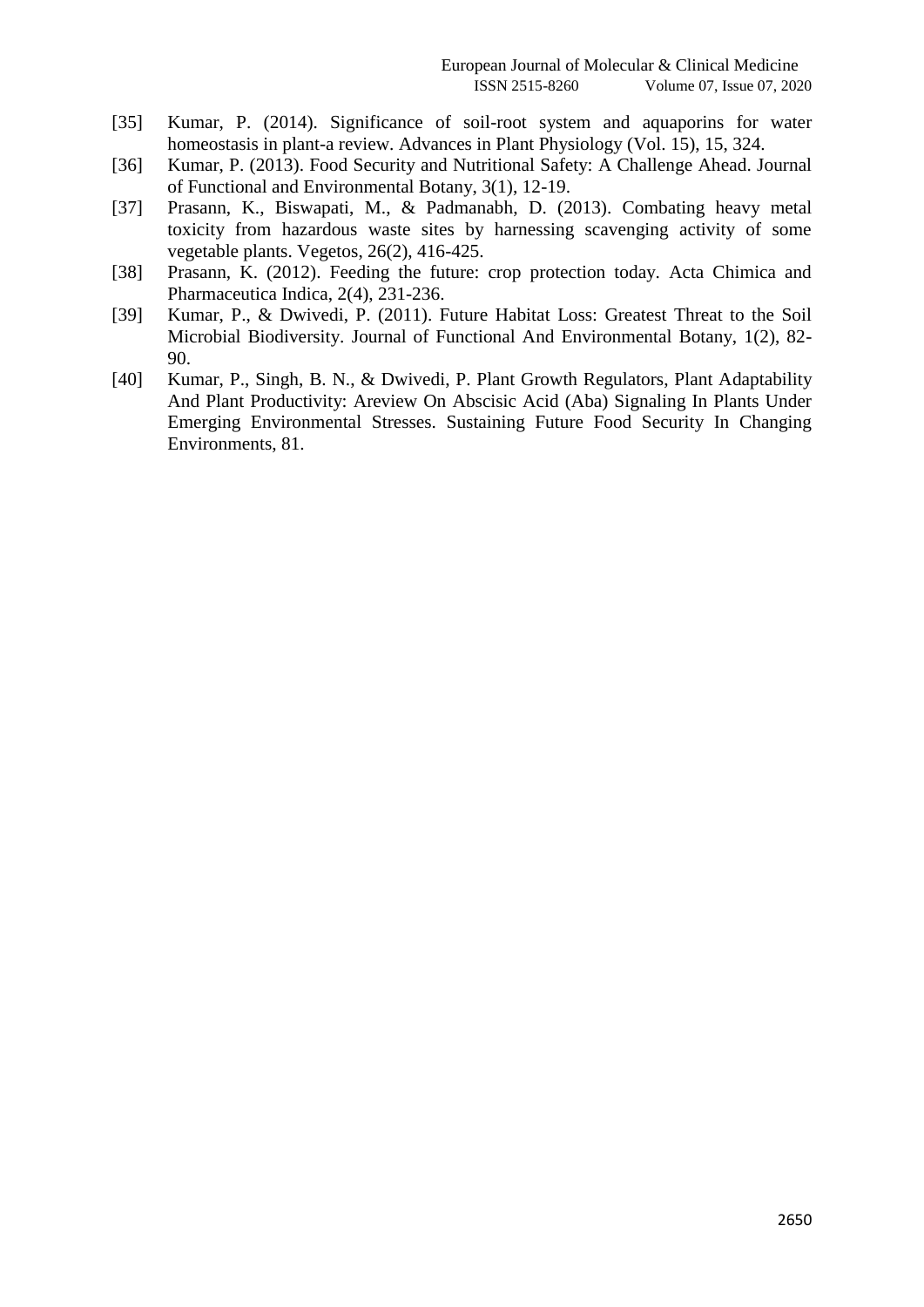[35] Kumar, P. (2014). Significance of soil-root system and aquaporins for water homeostasis in plant-a review. Advances in Plant Physiology (Vol. 15), 15, 324.

[36] Kumar, P. (2013). Food Security and Nutritional Safety: A Challenge Ahead. Journal of Functional and Environmental Botany, 3(1), 12-19.

[37] Prasann, K., Biswapati, M., & Padmanabh, D. (2013). Combating heavy metal toxicity from hazardous waste sites by harnessing scavenging activity of some vegetable plants. Vegetos, 26(2), 416-425.

[38] Prasann, K. (2012). Feeding the future: crop protection today. Acta Chimica and Pharmaceutica Indica, 2(4), 231-236.

[39] Kumar, P., & Dwivedi, P. (2011). Future Habitat Loss: Greatest Threat to the Soil Microbial Biodiversity. Journal of Functional And Environmental Botany, 1(2), 82-90.

[40] Kumar, P., Singh, B. N., & Dwivedi, P. Plant Growth Regulators, Plant Adaptability And Plant Productivity: Areview On Abscisic Acid (Aba) Signaling In Plants Under Emerging Environmental Stresses. Sustaining Future Food Security In Changing Environments, 81.